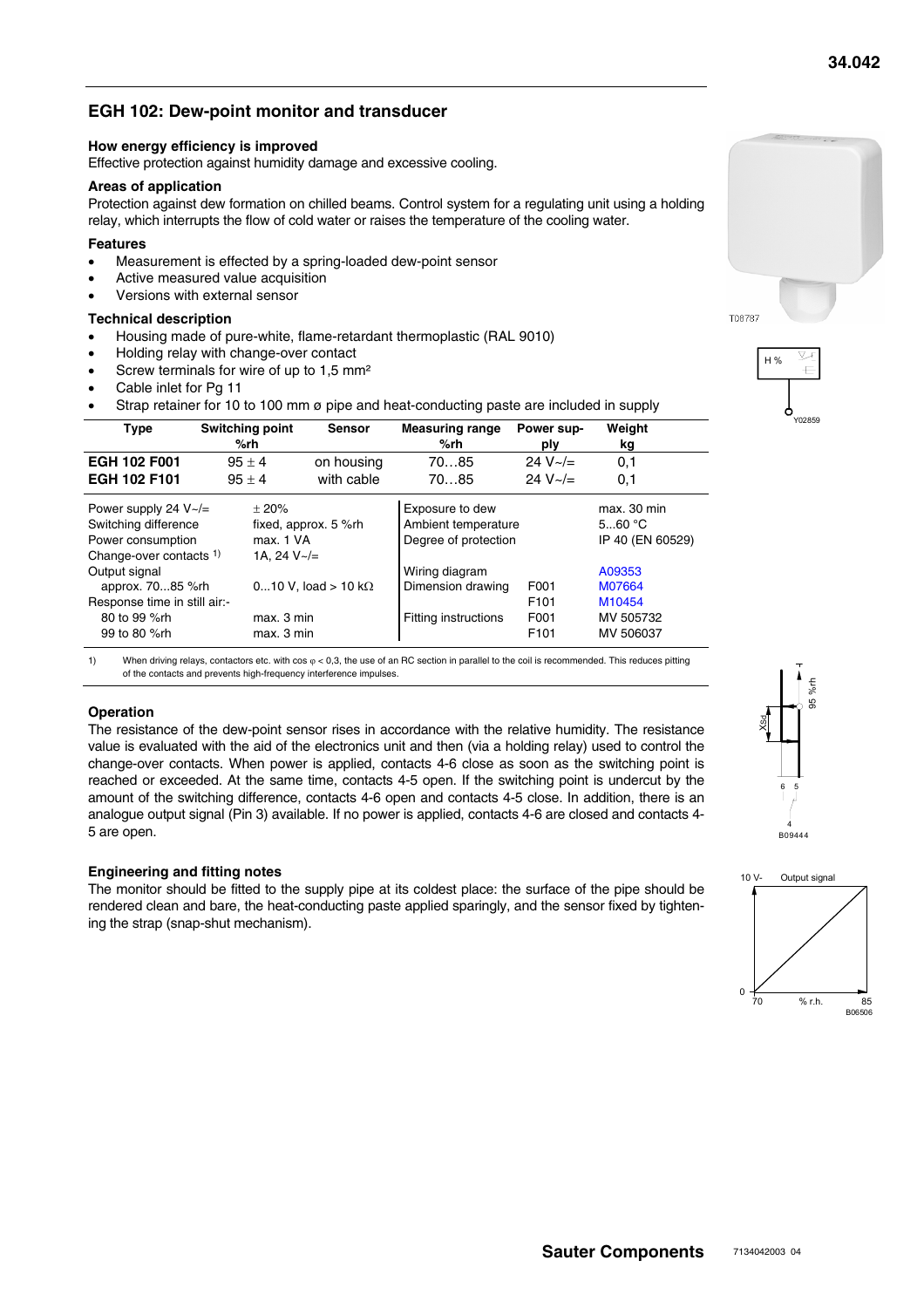# EGH 102: Dew-point monitor and transducer

### How energy efficiency is improved

Effective protection against humidity damage and excessive cooling.

### Areas of application

Protection against dew formation on chilled beams. Control system for a regulating unit using a holding relay, which interrupts the flow of cold water or raises the temperature of the cooling water.

### Features

- Measurement is effected by a spring-loaded dew-point sensor
- Active measured value acquisition
- Versions with external sensor

### Technical description

- Housing made of pure-white, flame-retardant thermoplastic (RAL 9010)
- Holding relay with change-over contact
- Screw terminals for wire of up to 1,5 mm²
- Cable inlet for Pg 11
- Strap retainer for 10 to 100 mm ø pipe and heat-conducting paste are included in supply

| Type | Switching point %rh | Sensor | Measuring range %rh | Power supply | Weight kg |
|---|---|---|---|---|---|
| **EGH 102 F001** | 95 ± 4 | on housing | 70…85 | 24 V~/= | 0,1 |
| **EGH 102 F101** | 95 ± 4 | with cable | 70…85 | 24 V~/= | 0,1 |

| | | | | |
|---|---|---|---|---|
| Power supply 24 V~/= | ± 20% | Exposure to dew | | max. 30 min |
| Switching difference | fixed, approx. 5 %rh | Ambient temperature | | 5...60 °C |
| Power consumption | max. 1 VA | Degree of protection | | IP 40 (EN 60529) |
| Change-over contacts [1] | 1A, 24 V~/= | | | |
| Output signal | | Wiring diagram | | A09353 |
| approx. 70...85 %rh | 0...10 V, load > 10 kΩ | Dimension drawing | F001 | M07664 |
| Response time in still air:- | | | F101 | M10454 |
| 80 to 99 %rh | max. 3 min | Fitting instructions | F001 | MV 505732 |
| 99 to 80 %rh | max. 3 min | | F101 | MV 506037 |

1) When driving relays, contactors etc. with cos φ < 0,3, the use of an RC section in parallel to the coil is recommended. This reduces pitting of the contacts and prevents high-frequency interference impulses.

### Operation

The resistance of the dew-point sensor rises in accordance with the relative humidity. The resistance value is evaluated with the aid of the electronics unit and then (via a holding relay) used to control the change-over contacts. When power is applied, contacts 4-6 close as soon as the switching point is reached or exceeded. At the same time, contacts 4-5 open. If the switching point is undercut by the amount of the switching difference, contacts 4-6 open and contacts 4-5 close. In addition, there is an analogue output signal (Pin 3) available. If no power is applied, contacts 4-6 are closed and contacts 4-5 are open.

### Engineering and fitting notes

The monitor should be fitted to the supply pipe at its coldest place: the surface of the pipe should be rendered clean and bare, the heat-conducting paste applied sparingly, and the sensor fixed by tightening the strap (snap-shut mechanism).

T08787

H %

Y02859

Xsd 95 %rh 6 5 4

B09444

10 V- Output signal 0 70 % r.h. 85

B06506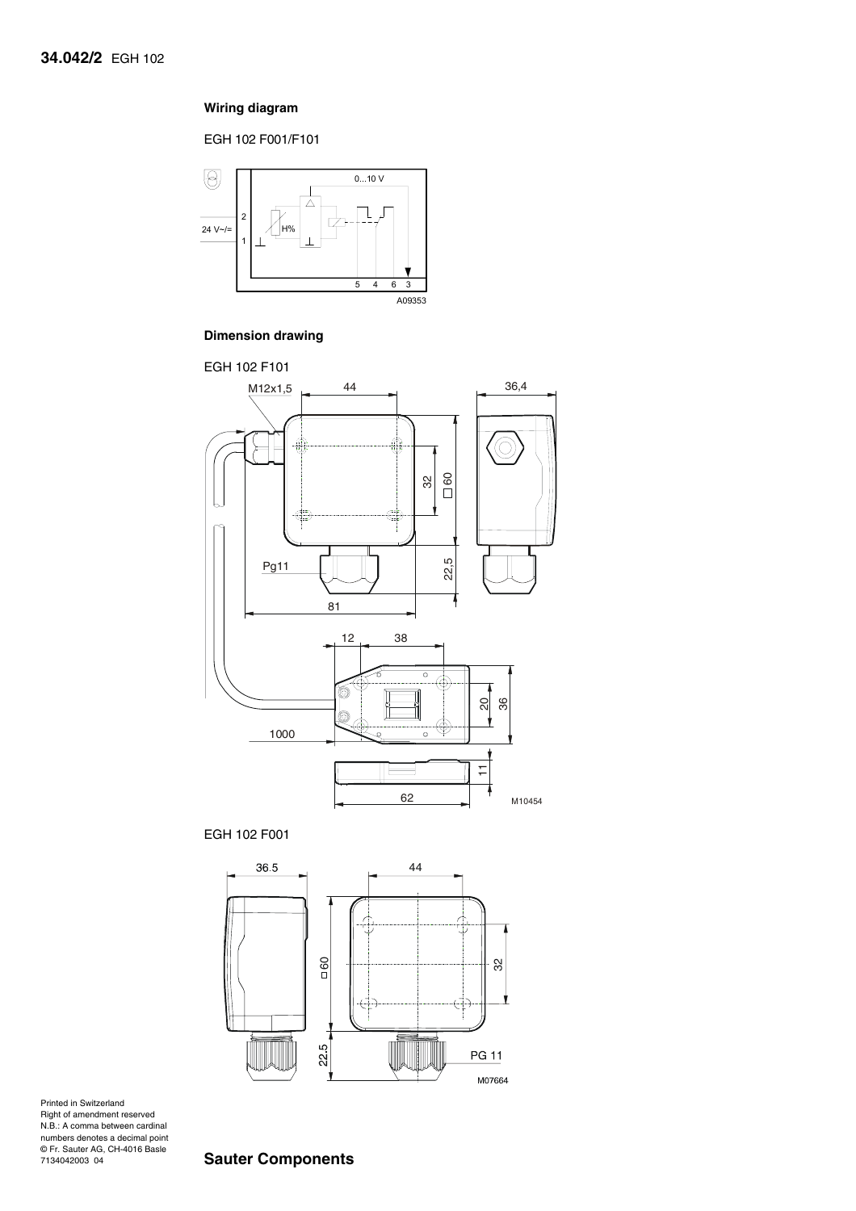### Wiring diagram

EGH 102 F001/F101

0...10 V

2

24 V~/=

1

H%

5 4 6 3

A09353

### Dimension drawing

EGH 102 F101

M12x1,5

44

36,4

32

□60

Pg11

22,5

81

12

38

20

36

1000

11

62

M10454

EGH 102 F001

36.5

44

□60

32

22,5

PG 11

M07664

Printed in Switzerland
Right of amendment reserved
N.B.: A comma between cardinal numbers denotes a decimal point
© Fr. Sauter AG, CH-4016 Basle
7134042003 04

**Sauter Components**